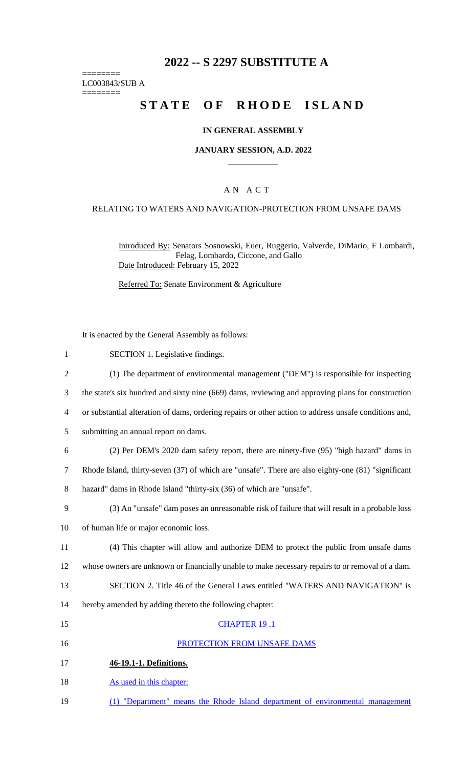# 2022 -- S 2297 SUBSTITUTE A

========
LC003843/SUB A
========

# STATE OF RHODE ISLAND

### IN GENERAL ASSEMBLY

### JANUARY SESSION, A.D. 2022

## A N A C T

### RELATING TO WATERS AND NAVIGATION-PROTECTION FROM UNSAFE DAMS

Introduced By: Senators Sosnowski, Euer, Ruggerio, Valverde, DiMario, F Lombardi, Felag, Lombardo, Ciccone, and Gallo

Date Introduced: February 15, 2022

Referred To: Senate Environment & Agriculture

It is enacted by the General Assembly as follows:

1 SECTION 1. Legislative findings.

2 (1) The department of environmental management ("DEM") is responsible for inspecting
3 the state's six hundred and sixty nine (669) dams, reviewing and approving plans for construction
4 or substantial alteration of dams, ordering repairs or other action to address unsafe conditions and,
5 submitting an annual report on dams.

6 (2) Per DEM's 2020 dam safety report, there are ninety-five (95) "high hazard" dams in
7 Rhode Island, thirty-seven (37) of which are "unsafe". There are also eighty-one (81) "significant
8 hazard" dams in Rhode Island "thirty-six (36) of which are "unsafe".

9 (3) An "unsafe" dam poses an unreasonable risk of failure that will result in a probable loss
10 of human life or major economic loss.

11 (4) This chapter will allow and authorize DEM to protect the public from unsafe dams
12 whose owners are unknown or financially unable to make necessary repairs to or removal of a dam.

13 SECTION 2. Title 46 of the General Laws entitled "WATERS AND NAVIGATION" is
14 hereby amended by adding thereto the following chapter:

15 CHAPTER 19 .1

16 PROTECTION FROM UNSAFE DAMS

17 **46-19.1-1. Definitions.**

18 As used in this chapter:

19 (1) "Department" means the Rhode Island department of environmental management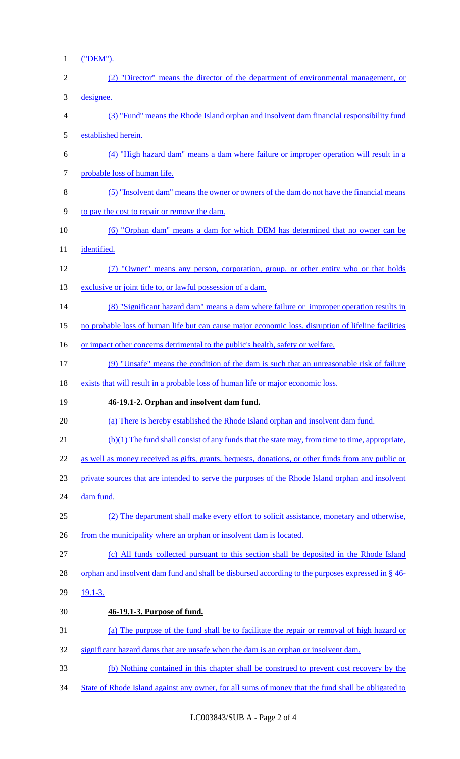("DEM").

(2) "Director" means the director of the department of environmental management, or designee.

(3) "Fund" means the Rhode Island orphan and insolvent dam financial responsibility fund established herein.

(4) "High hazard dam" means a dam where failure or improper operation will result in a probable loss of human life.

(5) "Insolvent dam" means the owner or owners of the dam do not have the financial means to pay the cost to repair or remove the dam.

(6) "Orphan dam" means a dam for which DEM has determined that no owner can be identified.

(7) "Owner" means any person, corporation, group, or other entity who or that holds exclusive or joint title to, or lawful possession of a dam.

(8) "Significant hazard dam" means a dam where failure or improper operation results in no probable loss of human life but can cause major economic loss, disruption of lifeline facilities or impact other concerns detrimental to the public's health, safety or welfare.

(9) "Unsafe" means the condition of the dam is such that an unreasonable risk of failure exists that will result in a probable loss of human life or major economic loss.

**46-19.1-2. Orphan and insolvent dam fund.**

(a) There is hereby established the Rhode Island orphan and insolvent dam fund.

(b)(1) The fund shall consist of any funds that the state may, from time to time, appropriate, as well as money received as gifts, grants, bequests, donations, or other funds from any public or private sources that are intended to serve the purposes of the Rhode Island orphan and insolvent dam fund.

(2) The department shall make every effort to solicit assistance, monetary and otherwise, from the municipality where an orphan or insolvent dam is located.

(c) All funds collected pursuant to this section shall be deposited in the Rhode Island orphan and insolvent dam fund and shall be disbursed according to the purposes expressed in § 46-19.1-3.

**46-19.1-3. Purpose of fund.**

(a) The purpose of the fund shall be to facilitate the repair or removal of high hazard or significant hazard dams that are unsafe when the dam is an orphan or insolvent dam.

(b) Nothing contained in this chapter shall be construed to prevent cost recovery by the State of Rhode Island against any owner, for all sums of money that the fund shall be obligated to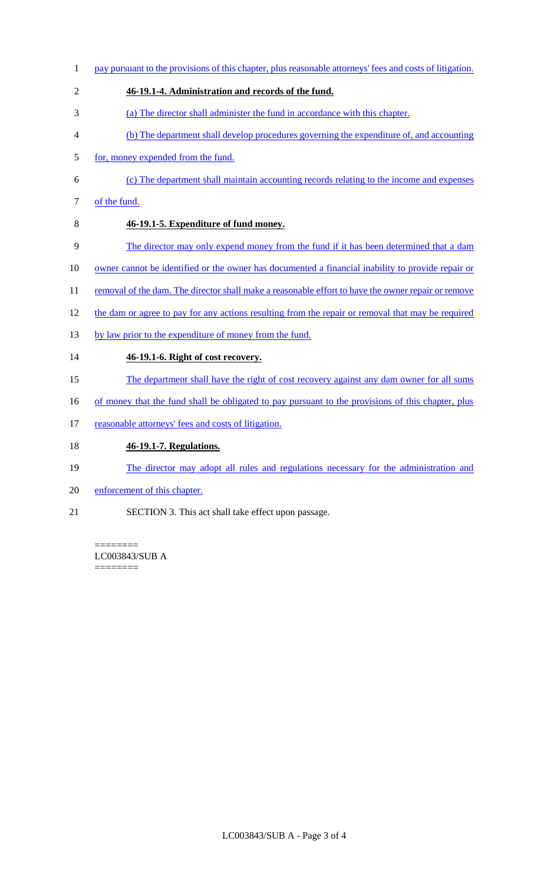pay pursuant to the provisions of this chapter, plus reasonable attorneys' fees and costs of litigation.

**46-19.1-4. Administration and records of the fund.**

(a) The director shall administer the fund in accordance with this chapter.

(b) The department shall develop procedures governing the expenditure of, and accounting for, money expended from the fund.

(c) The department shall maintain accounting records relating to the income and expenses of the fund.

**46-19.1-5. Expenditure of fund money.**

The director may only expend money from the fund if it has been determined that a dam owner cannot be identified or the owner has documented a financial inability to provide repair or removal of the dam. The director shall make a reasonable effort to have the owner repair or remove the dam or agree to pay for any actions resulting from the repair or removal that may be required by law prior to the expenditure of money from the fund.

**46-19.1-6. Right of cost recovery.**

The department shall have the right of cost recovery against any dam owner for all sums of money that the fund shall be obligated to pay pursuant to the provisions of this chapter, plus reasonable attorneys' fees and costs of litigation.

**46-19.1-7. Regulations.**

The director may adopt all rules and regulations necessary for the administration and enforcement of this chapter.

SECTION 3. This act shall take effect upon passage.

========
LC003843/SUB A
========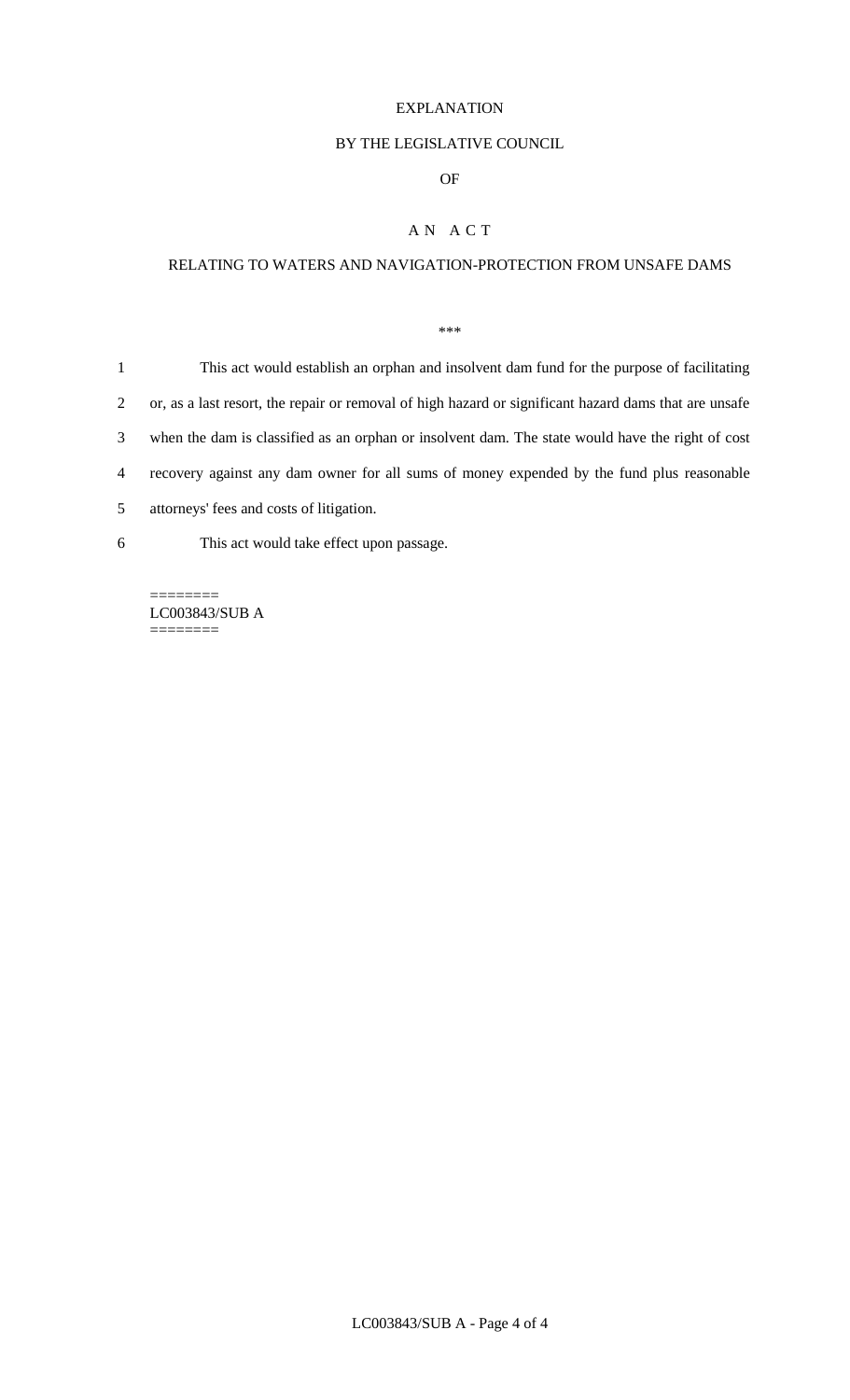EXPLANATION

BY THE LEGISLATIVE COUNCIL

OF

A N A C T

RELATING TO WATERS AND NAVIGATION-PROTECTION FROM UNSAFE DAMS

\*\*\*

1 This act would establish an orphan and insolvent dam fund for the purpose of facilitating
2 or, as a last resort, the repair or removal of high hazard or significant hazard dams that are unsafe
3 when the dam is classified as an orphan or insolvent dam. The state would have the right of cost
4 recovery against any dam owner for all sums of money expended by the fund plus reasonable
5 attorneys' fees and costs of litigation.

6 This act would take effect upon passage.

========
LC003843/SUB A
========